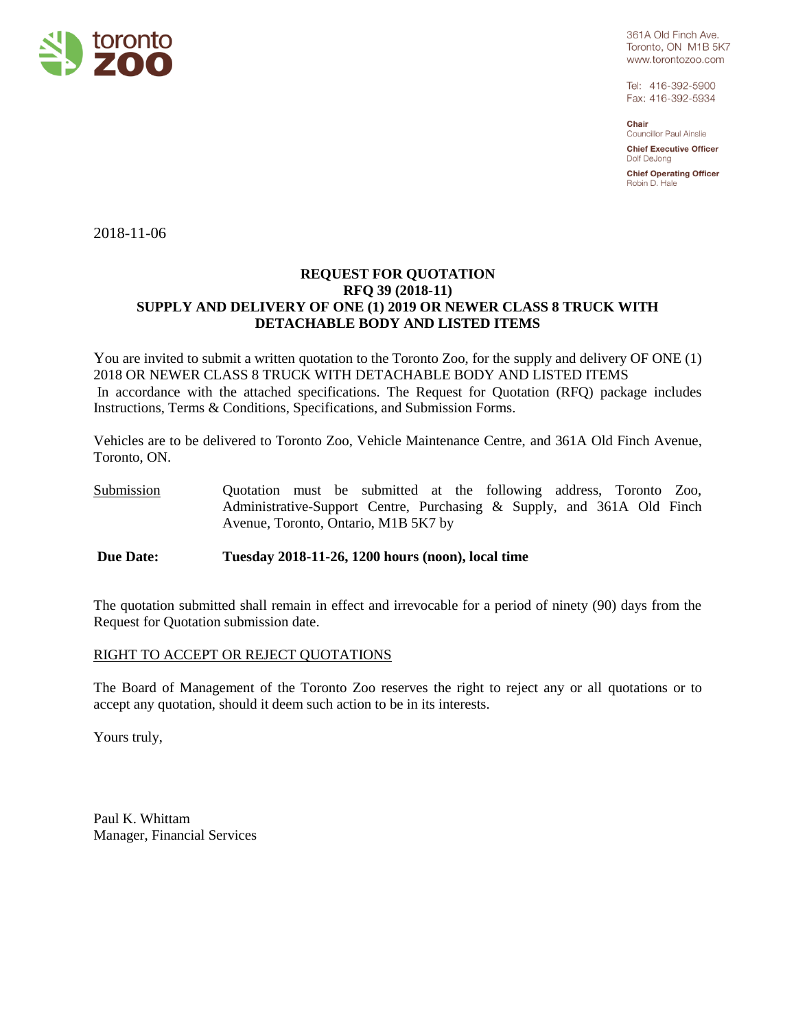toronto ZOO

361A Old Finch Ave.
Toronto, ON M1B 5K7
www.torontozoo.com

Tel: 416-392-5900
Fax: 416-392-5934

**Chair**
Councillor Paul Ainslie

**Chief Executive Officer**
Dolf DeJong

**Chief Operating Officer**
Robin D. Hale

2018-11-06

**REQUEST FOR QUOTATION**
**RFQ 39 (2018-11)**
**SUPPLY AND DELIVERY OF ONE (1) 2019 OR NEWER CLASS 8 TRUCK WITH DETACHABLE BODY AND LISTED ITEMS**

You are invited to submit a written quotation to the Toronto Zoo, for the supply and delivery OF ONE (1) 2018 OR NEWER CLASS 8 TRUCK WITH DETACHABLE BODY AND LISTED ITEMS
In accordance with the attached specifications. The Request for Quotation (RFQ) package includes Instructions, Terms & Conditions, Specifications, and Submission Forms.

Vehicles are to be delivered to Toronto Zoo, Vehicle Maintenance Centre, and 361A Old Finch Avenue, Toronto, ON.

Submission — Quotation must be submitted at the following address, Toronto Zoo, Administrative-Support Centre, Purchasing & Supply, and 361A Old Finch Avenue, Toronto, Ontario, M1B 5K7 by

**Due Date: Tuesday 2018-11-26, 1200 hours (noon), local time**

The quotation submitted shall remain in effect and irrevocable for a period of ninety (90) days from the Request for Quotation submission date.

RIGHT TO ACCEPT OR REJECT QUOTATIONS

The Board of Management of the Toronto Zoo reserves the right to reject any or all quotations or to accept any quotation, should it deem such action to be in its interests.

Yours truly,

Paul K. Whittam
Manager, Financial Services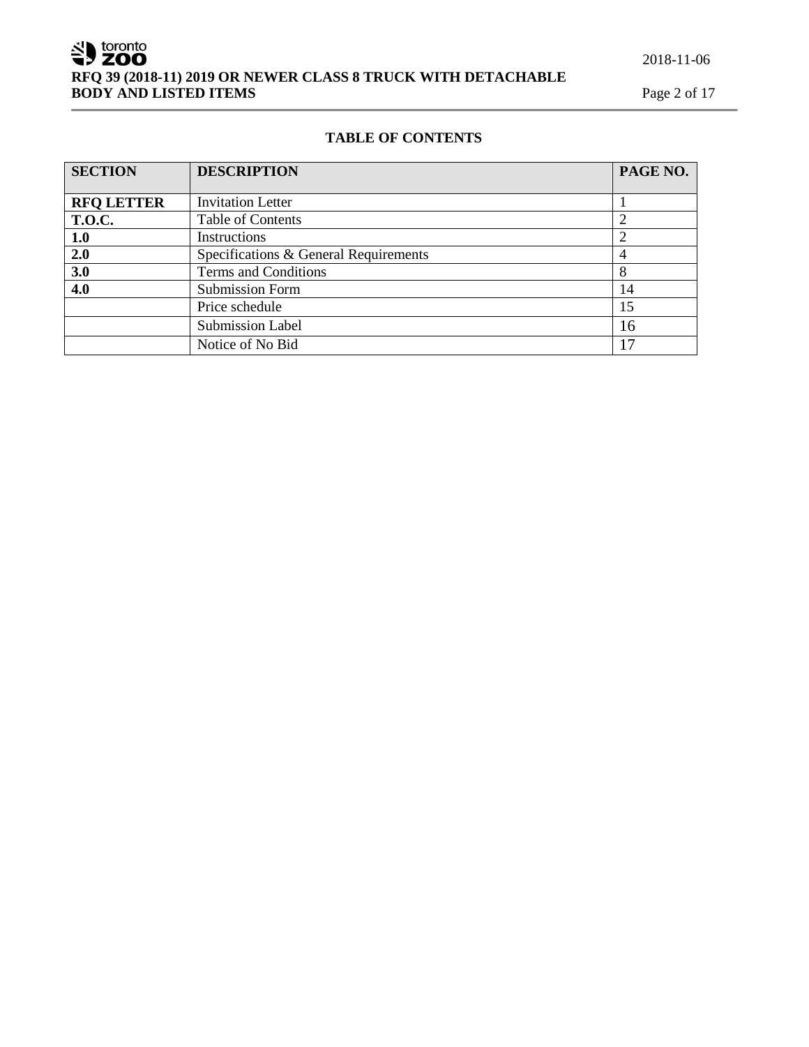## TABLE OF CONTENTS

| SECTION | DESCRIPTION | PAGE NO. |
|---|---|---|
| **RFQ LETTER** | Invitation Letter | 1 |
| **T.O.C.** | Table of Contents | 2 |
| **1.0** | Instructions | 2 |
| **2.0** | Specifications & General Requirements | 4 |
| **3.0** | Terms and Conditions | 8 |
| **4.0** | Submission Form | 14 |
| | Price schedule | 15 |
| | Submission Label | 16 |
| | Notice of No Bid | 17 |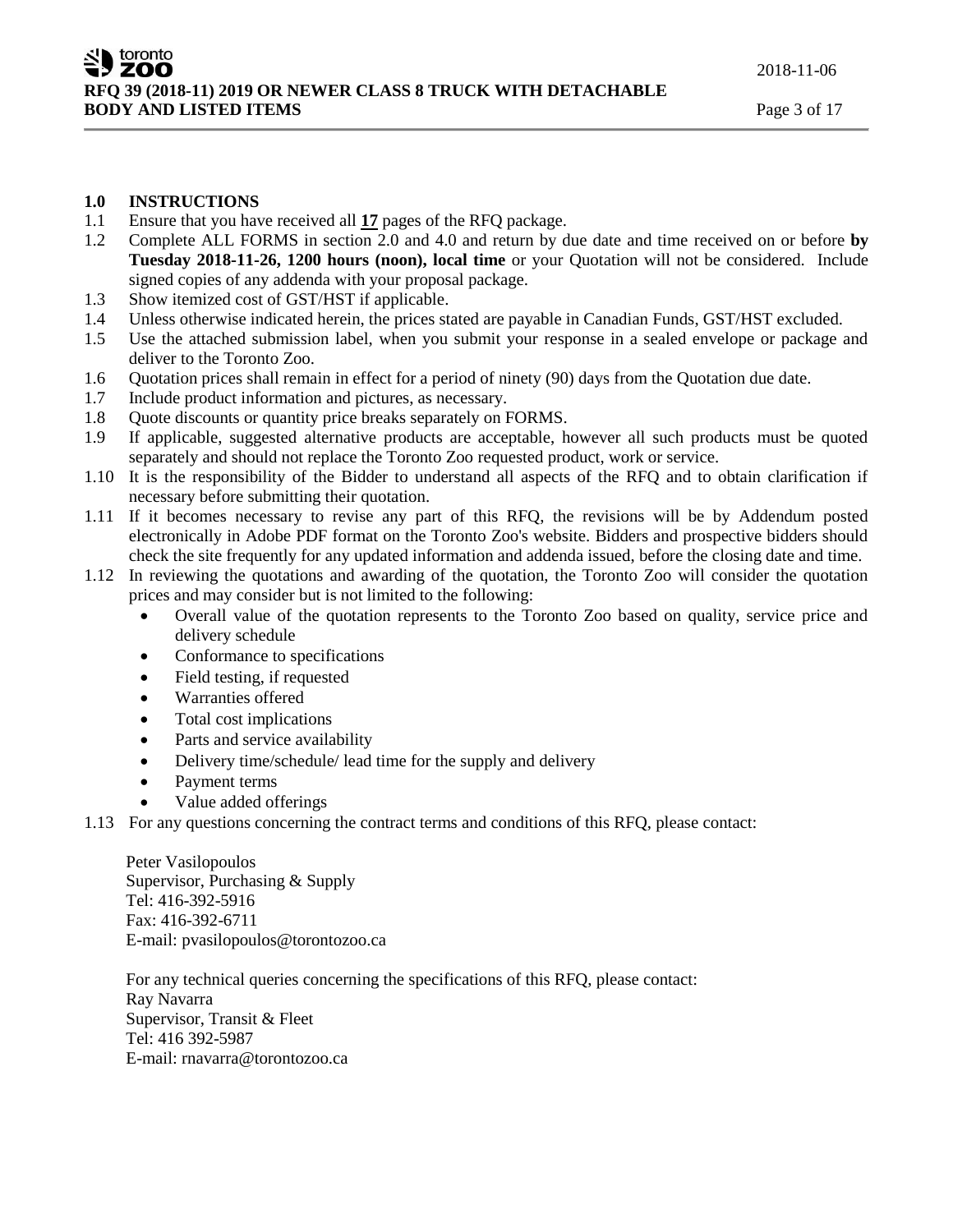## 1.0 INSTRUCTIONS

1.1 Ensure that you have received all **17** pages of the RFQ package.

1.2 Complete ALL FORMS in section 2.0 and 4.0 and return by due date and time received on or before **by Tuesday 2018-11-26, 1200 hours (noon), local time** or your Quotation will not be considered. Include signed copies of any addenda with your proposal package.

1.3 Show itemized cost of GST/HST if applicable.

1.4 Unless otherwise indicated herein, the prices stated are payable in Canadian Funds, GST/HST excluded.

1.5 Use the attached submission label, when you submit your response in a sealed envelope or package and deliver to the Toronto Zoo.

1.6 Quotation prices shall remain in effect for a period of ninety (90) days from the Quotation due date.

1.7 Include product information and pictures, as necessary.

1.8 Quote discounts or quantity price breaks separately on FORMS.

1.9 If applicable, suggested alternative products are acceptable, however all such products must be quoted separately and should not replace the Toronto Zoo requested product, work or service.

1.10 It is the responsibility of the Bidder to understand all aspects of the RFQ and to obtain clarification if necessary before submitting their quotation.

1.11 If it becomes necessary to revise any part of this RFQ, the revisions will be by Addendum posted electronically in Adobe PDF format on the Toronto Zoo's website. Bidders and prospective bidders should check the site frequently for any updated information and addenda issued, before the closing date and time.

1.12 In reviewing the quotations and awarding of the quotation, the Toronto Zoo will consider the quotation prices and may consider but is not limited to the following:

- Overall value of the quotation represents to the Toronto Zoo based on quality, service price and delivery schedule
- Conformance to specifications
- Field testing, if requested
- Warranties offered
- Total cost implications
- Parts and service availability
- Delivery time/schedule/ lead time for the supply and delivery
- Payment terms
- Value added offerings

1.13 For any questions concerning the contract terms and conditions of this RFQ, please contact:

Peter Vasilopoulos
Supervisor, Purchasing & Supply
Tel: 416-392-5916
Fax: 416-392-6711
E-mail: pvasilopoulos@torontozoo.ca

For any technical queries concerning the specifications of this RFQ, please contact:
Ray Navarra
Supervisor, Transit & Fleet
Tel: 416 392-5987
E-mail: rnavarra@torontozoo.ca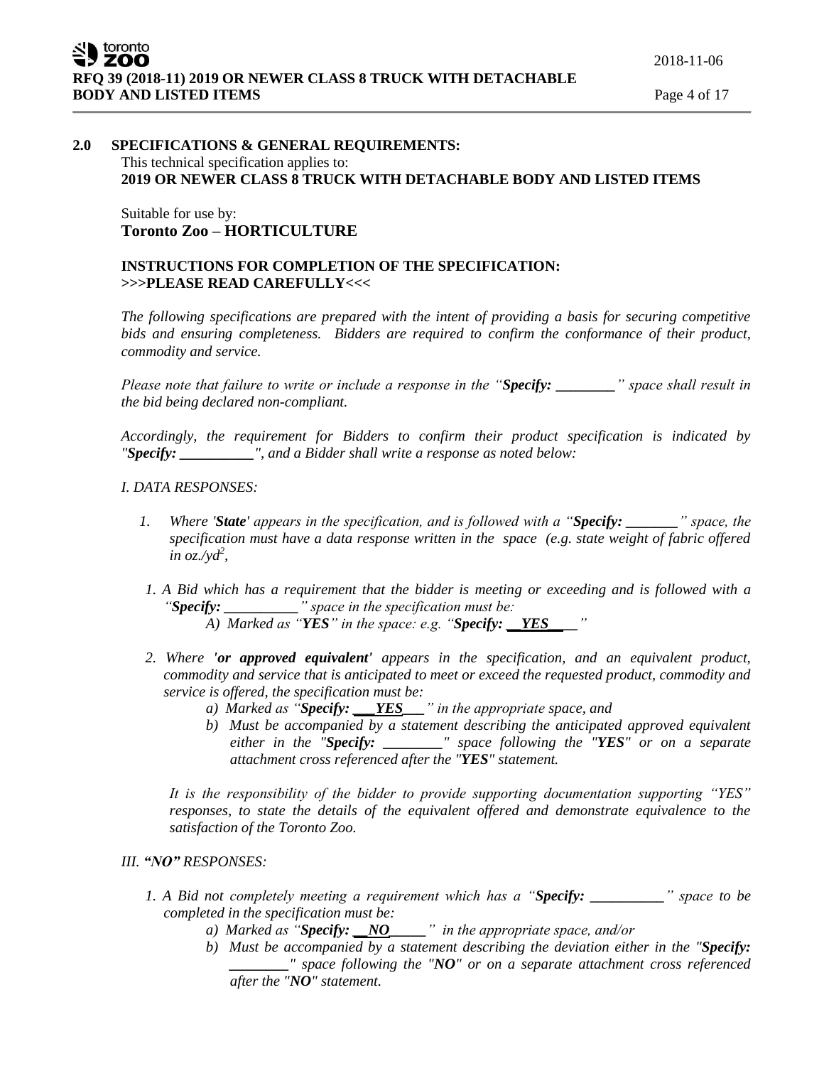## 2.0 SPECIFICATIONS & GENERAL REQUIREMENTS:

This technical specification applies to:
**2019 OR NEWER CLASS 8 TRUCK WITH DETACHABLE BODY AND LISTED ITEMS**

Suitable for use by:
**Toronto Zoo – HORTICULTURE**

**INSTRUCTIONS FOR COMPLETION OF THE SPECIFICATION:**
**>>>PLEASE READ CAREFULLY<<<**

*The following specifications are prepared with the intent of providing a basis for securing competitive bids and ensuring completeness. Bidders are required to confirm the conformance of their product, commodity and service.*

*Please note that failure to write or include a response in the "**Specify: ________**" space shall result in the bid being declared non-compliant.*

*Accordingly, the requirement for Bidders to confirm their product specification is indicated by "**Specify: __________**", and a Bidder shall write a response as noted below:*

*I. DATA RESPONSES:*

1. *Where '**State**' appears in the specification, and is followed with a "**Specify: _______**" space, the specification must have a data response written in the space (e.g. state weight of fabric offered in oz./yd², *

1. *A Bid which has a requirement that the bidder is meeting or exceeding and is followed with a "**Specify: __________**" space in the specification must be:*
   - *A) Marked as "**YES**" in the space: e.g. "**Specify: __YES____**"*

2. *Where **'or approved equivalent'** appears in the specification, and an equivalent product, commodity and service that is anticipated to meet or exceed the requested product, commodity and service is offered, the specification must be:*
   - *a) Marked as "**Specify: ___YES___**" in the appropriate space, and*
   - *b) Must be accompanied by a statement describing the anticipated approved equivalent either in the "**Specify: ________**" space following the "**YES**" or on a separate attachment cross referenced after the "**YES**" statement.*

   *It is the responsibility of the bidder to provide supporting documentation supporting "YES" responses, to state the details of the equivalent offered and demonstrate equivalence to the satisfaction of the Toronto Zoo.*

*III. **"NO"** RESPONSES:*

1. *A Bid not completely meeting a requirement which has a "**Specify: __________**" space to be completed in the specification must be:*
   - *a) Marked as "**Specify: __NO_____**" in the appropriate space, and/or*
   - *b) Must be accompanied by a statement describing the deviation either in the "**Specify: ________**" space following the "**NO**" or on a separate attachment cross referenced after the "**NO**" statement.*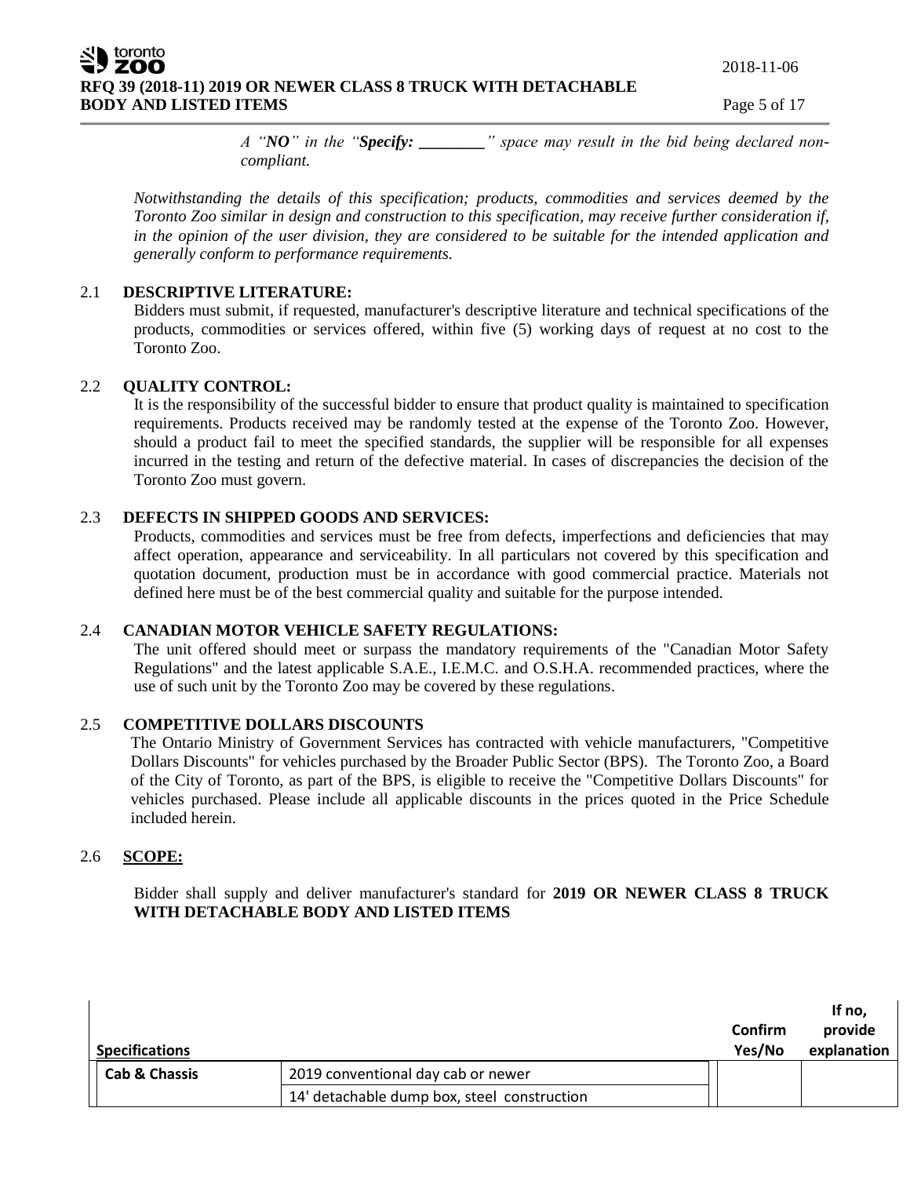*A "**NO**" in the "**Specify: ________**" space may result in the bid being declared non-compliant.*

*Notwithstanding the details of this specification; products, commodities and services deemed by the Toronto Zoo similar in design and construction to this specification, may receive further consideration if, in the opinion of the user division, they are considered to be suitable for the intended application and generally conform to performance requirements.*

## 2.1 DESCRIPTIVE LITERATURE:

Bidders must submit, if requested, manufacturer's descriptive literature and technical specifications of the products, commodities or services offered, within five (5) working days of request at no cost to the Toronto Zoo.

## 2.2 QUALITY CONTROL:

It is the responsibility of the successful bidder to ensure that product quality is maintained to specification requirements. Products received may be randomly tested at the expense of the Toronto Zoo. However, should a product fail to meet the specified standards, the supplier will be responsible for all expenses incurred in the testing and return of the defective material. In cases of discrepancies the decision of the Toronto Zoo must govern.

## 2.3 DEFECTS IN SHIPPED GOODS AND SERVICES:

Products, commodities and services must be free from defects, imperfections and deficiencies that may affect operation, appearance and serviceability. In all particulars not covered by this specification and quotation document, production must be in accordance with good commercial practice. Materials not defined here must be of the best commercial quality and suitable for the purpose intended.

## 2.4 CANADIAN MOTOR VEHICLE SAFETY REGULATIONS:

The unit offered should meet or surpass the mandatory requirements of the "Canadian Motor Safety Regulations" and the latest applicable S.A.E., I.E.M.C. and O.S.H.A. recommended practices, where the use of such unit by the Toronto Zoo may be covered by these regulations.

## 2.5 COMPETITIVE DOLLARS DISCOUNTS

The Ontario Ministry of Government Services has contracted with vehicle manufacturers, "Competitive Dollars Discounts" for vehicles purchased by the Broader Public Sector (BPS). The Toronto Zoo, a Board of the City of Toronto, as part of the BPS, is eligible to receive the "Competitive Dollars Discounts" for vehicles purchased. Please include all applicable discounts in the prices quoted in the Price Schedule included herein.

## 2.6 SCOPE:

Bidder shall supply and deliver manufacturer's standard for **2019 OR NEWER CLASS 8 TRUCK WITH DETACHABLE BODY AND LISTED ITEMS**

| Specifications | | Confirm Yes/No | If no, provide explanation |
|---|---|---|---|
| **Cab & Chassis** | 2019 conventional day cab or newer | | |
| | 14' detachable dump box, steel construction | | |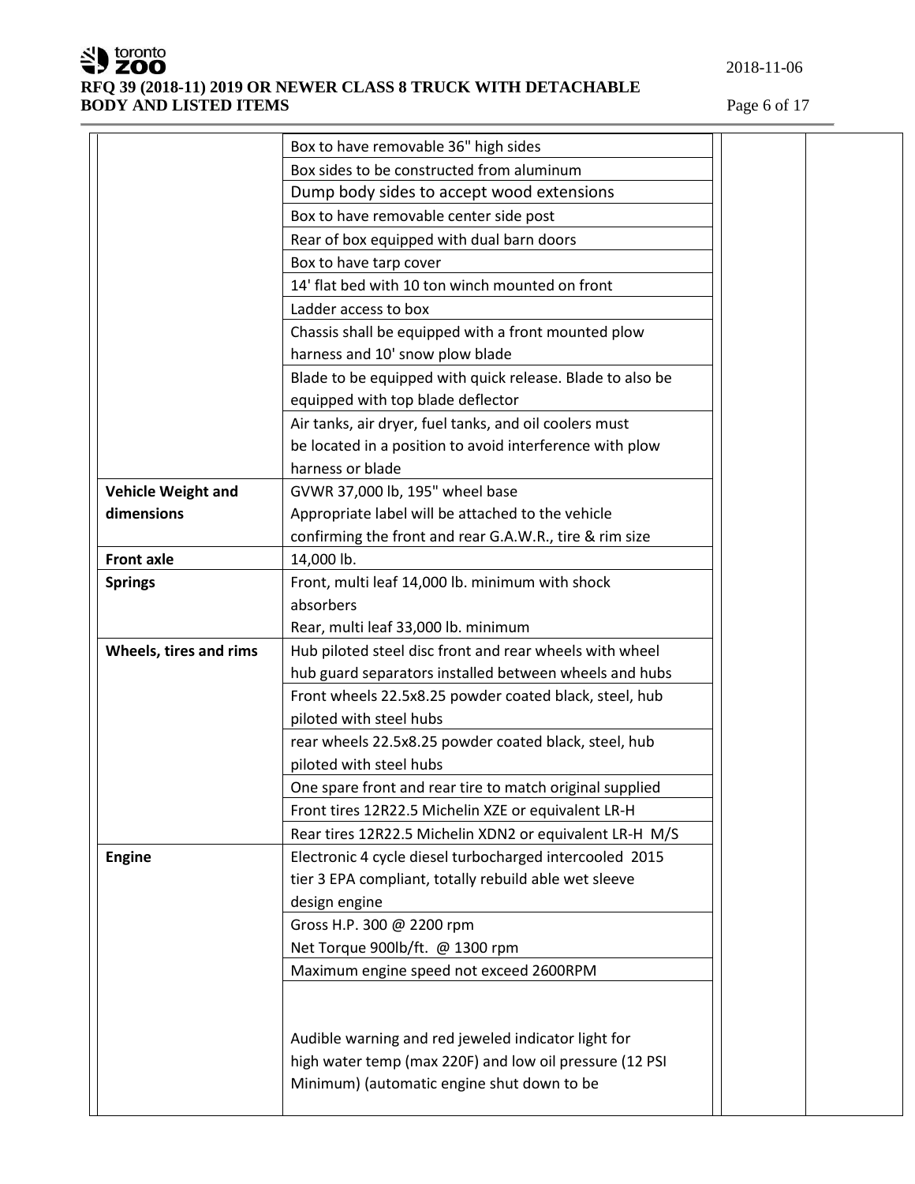| | | | |
|---|---|---|---|
| | Box to have removable 36" high sides | | |
| | Box sides to be constructed from aluminum | | |
| | Dump body sides to accept wood extensions | | |
| | Box to have removable center side post | | |
| | Rear of box equipped with dual barn doors | | |
| | Box to have tarp cover | | |
| | 14' flat bed with 10 ton winch mounted on front | | |
| | Ladder access to box | | |
| | Chassis shall be equipped with a front mounted plow harness and 10' snow plow blade | | |
| | Blade to be equipped with quick release. Blade to also be equipped with top blade deflector | | |
| | Air tanks, air dryer, fuel tanks, and oil coolers must be located in a position to avoid interference with plow harness or blade | | |
| **Vehicle Weight and dimensions** | GVWR 37,000 lb, 195" wheel base<br>Appropriate label will be attached to the vehicle confirming the front and rear G.A.W.R., tire & rim size | | |
| **Front axle** | 14,000 lb. | | |
| **Springs** | Front, multi leaf 14,000 lb. minimum with shock absorbers<br>Rear, multi leaf 33,000 lb. minimum | | |
| **Wheels, tires and rims** | Hub piloted steel disc front and rear wheels with wheel hub guard separators installed between wheels and hubs | | |
| | Front wheels 22.5x8.25 powder coated black, steel, hub piloted with steel hubs | | |
| | rear wheels 22.5x8.25 powder coated black, steel, hub piloted with steel hubs | | |
| | One spare front and rear tire to match original supplied | | |
| | Front tires 12R22.5 Michelin XZE or equivalent LR-H | | |
| | Rear tires 12R22.5 Michelin XDN2 or equivalent LR-H M/S | | |
| **Engine** | Electronic 4 cycle diesel turbocharged intercooled 2015 tier 3 EPA compliant, totally rebuild able wet sleeve design engine | | |
| | Gross H.P. 300 @ 2200 rpm<br>Net Torque 900lb/ft. @ 1300 rpm | | |
| | Maximum engine speed not exceed 2600RPM | | |
| | Audible warning and red jeweled indicator light for high water temp (max 220F) and low oil pressure (12 PSI Minimum) (automatic engine shut down to be | | |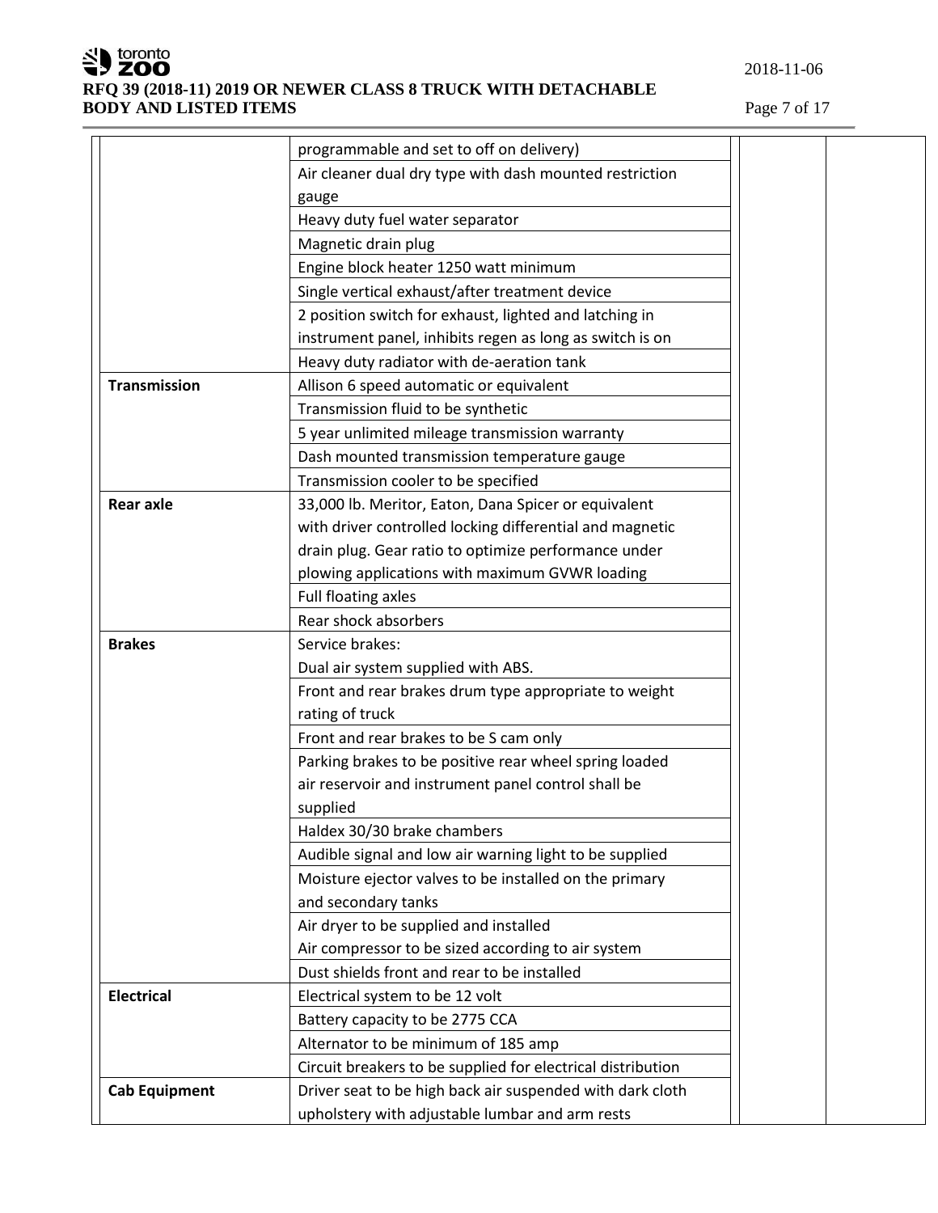| | | | |
|---|---|---|---|
| | programmable and set to off on delivery) | | |
| | Air cleaner dual dry type with dash mounted restriction gauge | | |
| | Heavy duty fuel water separator | | |
| | Magnetic drain plug | | |
| | Engine block heater 1250 watt minimum | | |
| | Single vertical exhaust/after treatment device | | |
| | 2 position switch for exhaust, lighted and latching in instrument panel, inhibits regen as long as switch is on | | |
| | Heavy duty radiator with de-aeration tank | | |
| **Transmission** | Allison 6 speed automatic or equivalent | | |
| | Transmission fluid to be synthetic | | |
| | 5 year unlimited mileage transmission warranty | | |
| | Dash mounted transmission temperature gauge | | |
| | Transmission cooler to be specified | | |
| **Rear axle** | 33,000 lb. Meritor, Eaton, Dana Spicer or equivalent with driver controlled locking differential and magnetic drain plug. Gear ratio to optimize performance under plowing applications with maximum GVWR loading | | |
| | Full floating axles | | |
| | Rear shock absorbers | | |
| **Brakes** | Service brakes: Dual air system supplied with ABS. | | |
| | Front and rear brakes drum type appropriate to weight rating of truck | | |
| | Front and rear brakes to be S cam only | | |
| | Parking brakes to be positive rear wheel spring loaded air reservoir and instrument panel control shall be supplied | | |
| | Haldex 30/30 brake chambers | | |
| | Audible signal and low air warning light to be supplied | | |
| | Moisture ejector valves to be installed on the primary and secondary tanks | | |
| | Air dryer to be supplied and installed Air compressor to be sized according to air system | | |
| | Dust shields front and rear to be installed | | |
| **Electrical** | Electrical system to be 12 volt | | |
| | Battery capacity to be 2775 CCA | | |
| | Alternator to be minimum of 185 amp | | |
| | Circuit breakers to be supplied for electrical distribution | | |
| **Cab Equipment** | Driver seat to be high back air suspended with dark cloth upholstery with adjustable lumbar and arm rests | | |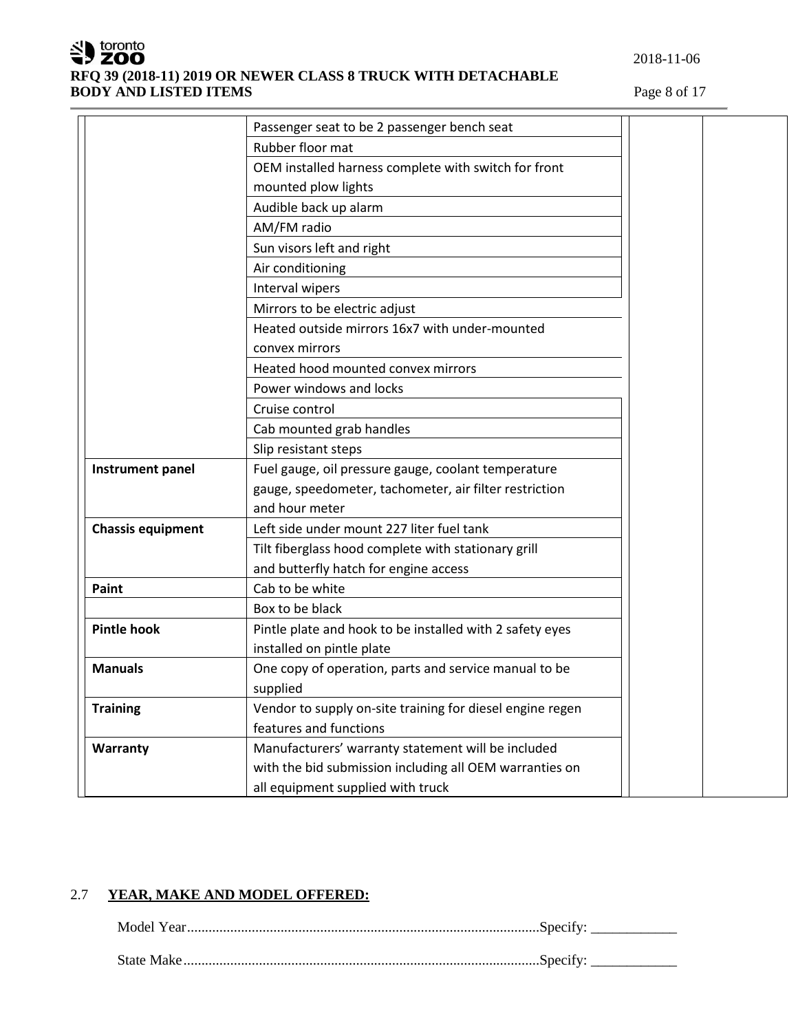| | | | |
|---|---|---|---|
| | Passenger seat to be 2 passenger bench seat | | |
| | Rubber floor mat | | |
| | OEM installed harness complete with switch for front mounted plow lights | | |
| | Audible back up alarm | | |
| | AM/FM radio | | |
| | Sun visors left and right | | |
| | Air conditioning | | |
| | Interval wipers | | |
| | Mirrors to be electric adjust | | |
| | Heated outside mirrors 16x7 with under-mounted convex mirrors | | |
| | Heated hood mounted convex mirrors | | |
| | Power windows and locks | | |
| | Cruise control | | |
| | Cab mounted grab handles | | |
| | Slip resistant steps | | |
| **Instrument panel** | Fuel gauge, oil pressure gauge, coolant temperature gauge, speedometer, tachometer, air filter restriction and hour meter | | |
| **Chassis equipment** | Left side under mount 227 liter fuel tank | | |
| | Tilt fiberglass hood complete with stationary grill and butterfly hatch for engine access | | |
| **Paint** | Cab to be white | | |
| | Box to be black | | |
| **Pintle hook** | Pintle plate and hook to be installed with 2 safety eyes installed on pintle plate | | |
| **Manuals** | One copy of operation, parts and service manual to be supplied | | |
| **Training** | Vendor to supply on-site training for diesel engine regen features and functions | | |
| **Warranty** | Manufacturers' warranty statement will be included with the bid submission including all OEM warranties on all equipment supplied with truck | | |

## 2.7 YEAR, MAKE AND MODEL OFFERED:

Model Year..................................................................................................Specify: ____________

State Make..................................................................................................Specify: ____________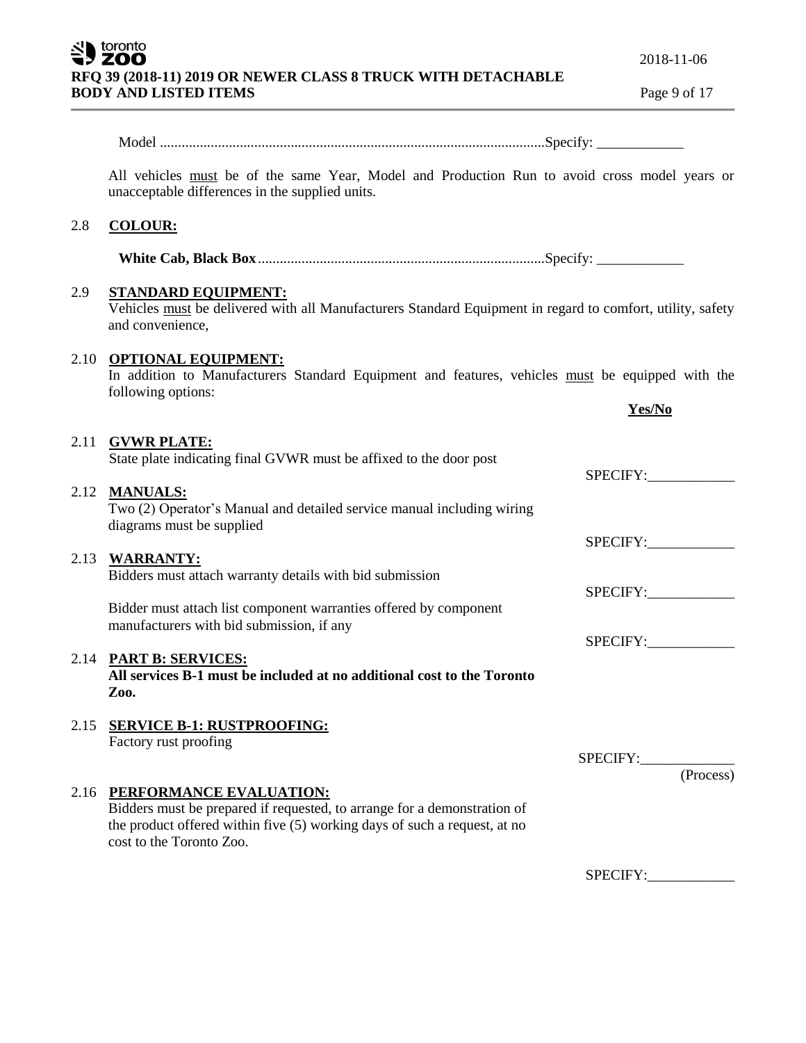Model ..........................................................................................................Specify: ____________

All vehicles must be of the same Year, Model and Production Run to avoid cross model years or unacceptable differences in the supplied units.

### 2.8 COLOUR:

**White Cab, Black Box** ...............................................................................Specify: ____________

### 2.9 STANDARD EQUIPMENT:

Vehicles must be delivered with all Manufacturers Standard Equipment in regard to comfort, utility, safety and convenience,

### 2.10 OPTIONAL EQUIPMENT:

In addition to Manufacturers Standard Equipment and features, vehicles must be equipped with the following options:

**Yes/No**

### 2.11 GVWR PLATE:

State plate indicating final GVWR must be affixed to the door post

SPECIFY:____________

### 2.12 MANUALS:

Two (2) Operator's Manual and detailed service manual including wiring diagrams must be supplied

SPECIFY:____________

### 2.13 WARRANTY:

Bidders must attach warranty details with bid submission

SPECIFY:____________

Bidder must attach list component warranties offered by component manufacturers with bid submission, if any

SPECIFY:____________

### 2.14 PART B: SERVICES:

**All services B-1 must be included at no additional cost to the Toronto Zoo.**

### 2.15 SERVICE B-1: RUSTPROOFING:

Factory rust proofing

SPECIFY:_____________
(Process)

### 2.16 PERFORMANCE EVALUATION:

Bidders must be prepared if requested, to arrange for a demonstration of the product offered within five (5) working days of such a request, at no cost to the Toronto Zoo.

SPECIFY:____________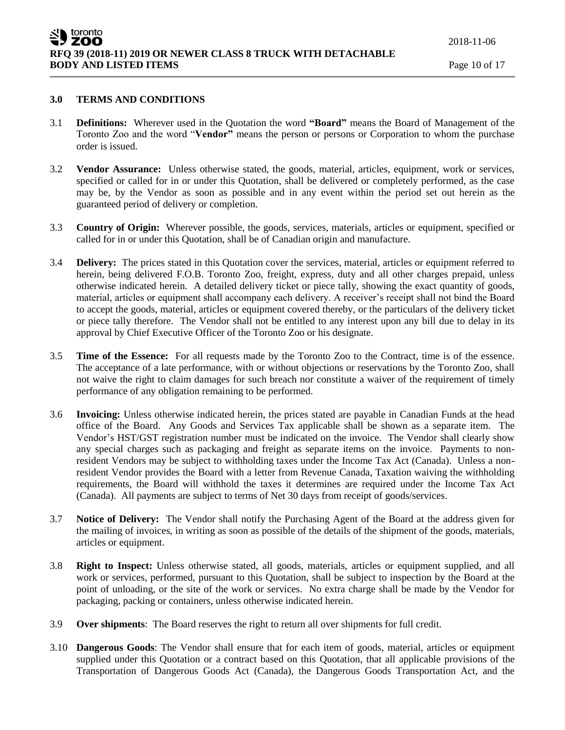## 3.0 TERMS AND CONDITIONS

3.1 **Definitions:** Wherever used in the Quotation the word **"Board"** means the Board of Management of the Toronto Zoo and the word "**Vendor"** means the person or persons or Corporation to whom the purchase order is issued.

3.2 **Vendor Assurance:** Unless otherwise stated, the goods, material, articles, equipment, work or services, specified or called for in or under this Quotation, shall be delivered or completely performed, as the case may be, by the Vendor as soon as possible and in any event within the period set out herein as the guaranteed period of delivery or completion.

3.3 **Country of Origin:** Wherever possible, the goods, services, materials, articles or equipment, specified or called for in or under this Quotation, shall be of Canadian origin and manufacture.

3.4 **Delivery:** The prices stated in this Quotation cover the services, material, articles or equipment referred to herein, being delivered F.O.B. Toronto Zoo, freight, express, duty and all other charges prepaid, unless otherwise indicated herein. A detailed delivery ticket or piece tally, showing the exact quantity of goods, material, articles or equipment shall accompany each delivery. A receiver's receipt shall not bind the Board to accept the goods, material, articles or equipment covered thereby, or the particulars of the delivery ticket or piece tally therefore. The Vendor shall not be entitled to any interest upon any bill due to delay in its approval by Chief Executive Officer of the Toronto Zoo or his designate.

3.5 **Time of the Essence:** For all requests made by the Toronto Zoo to the Contract, time is of the essence. The acceptance of a late performance, with or without objections or reservations by the Toronto Zoo, shall not waive the right to claim damages for such breach nor constitute a waiver of the requirement of timely performance of any obligation remaining to be performed.

3.6 **Invoicing:** Unless otherwise indicated herein, the prices stated are payable in Canadian Funds at the head office of the Board. Any Goods and Services Tax applicable shall be shown as a separate item. The Vendor's HST/GST registration number must be indicated on the invoice. The Vendor shall clearly show any special charges such as packaging and freight as separate items on the invoice. Payments to non-resident Vendors may be subject to withholding taxes under the Income Tax Act (Canada). Unless a non-resident Vendor provides the Board with a letter from Revenue Canada, Taxation waiving the withholding requirements, the Board will withhold the taxes it determines are required under the Income Tax Act (Canada). All payments are subject to terms of Net 30 days from receipt of goods/services.

3.7 **Notice of Delivery:** The Vendor shall notify the Purchasing Agent of the Board at the address given for the mailing of invoices, in writing as soon as possible of the details of the shipment of the goods, materials, articles or equipment.

3.8 **Right to Inspect:** Unless otherwise stated, all goods, materials, articles or equipment supplied, and all work or services, performed, pursuant to this Quotation, shall be subject to inspection by the Board at the point of unloading, or the site of the work or services. No extra charge shall be made by the Vendor for packaging, packing or containers, unless otherwise indicated herein.

3.9 **Over shipments**: The Board reserves the right to return all over shipments for full credit.

3.10 **Dangerous Goods**: The Vendor shall ensure that for each item of goods, material, articles or equipment supplied under this Quotation or a contract based on this Quotation, that all applicable provisions of the Transportation of Dangerous Goods Act (Canada), the Dangerous Goods Transportation Act, and the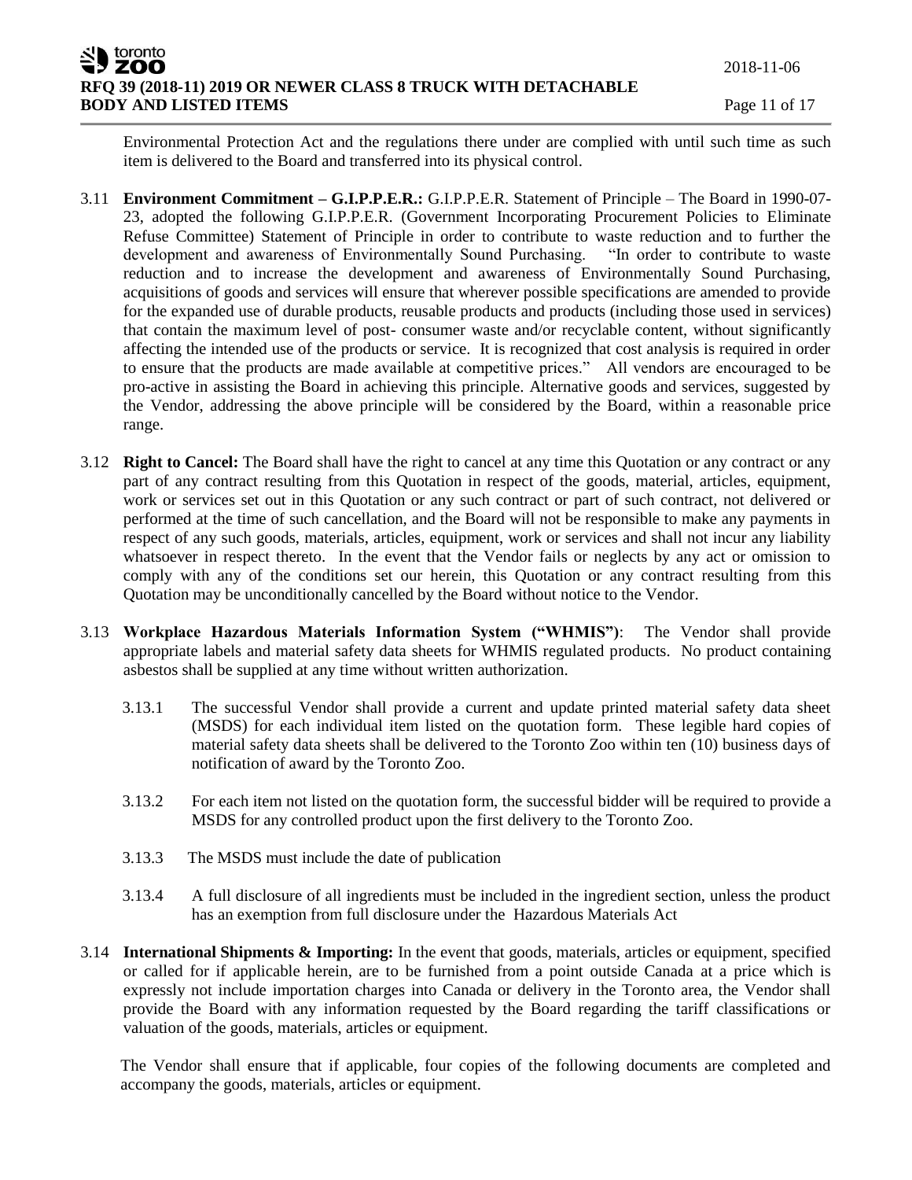Environmental Protection Act and the regulations there under are complied with until such time as such item is delivered to the Board and transferred into its physical control.

3.11 **Environment Commitment – G.I.P.P.E.R.:** G.I.P.P.E.R. Statement of Principle – The Board in 1990-07-23, adopted the following G.I.P.P.E.R. (Government Incorporating Procurement Policies to Eliminate Refuse Committee) Statement of Principle in order to contribute to waste reduction and to further the development and awareness of Environmentally Sound Purchasing. "In order to contribute to waste reduction and to increase the development and awareness of Environmentally Sound Purchasing, acquisitions of goods and services will ensure that wherever possible specifications are amended to provide for the expanded use of durable products, reusable products and products (including those used in services) that contain the maximum level of post- consumer waste and/or recyclable content, without significantly affecting the intended use of the products or service. It is recognized that cost analysis is required in order to ensure that the products are made available at competitive prices." All vendors are encouraged to be pro-active in assisting the Board in achieving this principle. Alternative goods and services, suggested by the Vendor, addressing the above principle will be considered by the Board, within a reasonable price range.

3.12 **Right to Cancel:** The Board shall have the right to cancel at any time this Quotation or any contract or any part of any contract resulting from this Quotation in respect of the goods, material, articles, equipment, work or services set out in this Quotation or any such contract or part of such contract, not delivered or performed at the time of such cancellation, and the Board will not be responsible to make any payments in respect of any such goods, materials, articles, equipment, work or services and shall not incur any liability whatsoever in respect thereto. In the event that the Vendor fails or neglects by any act or omission to comply with any of the conditions set our herein, this Quotation or any contract resulting from this Quotation may be unconditionally cancelled by the Board without notice to the Vendor.

3.13 **Workplace Hazardous Materials Information System ("WHMIS")**: The Vendor shall provide appropriate labels and material safety data sheets for WHMIS regulated products. No product containing asbestos shall be supplied at any time without written authorization.

3.13.1 The successful Vendor shall provide a current and update printed material safety data sheet (MSDS) for each individual item listed on the quotation form. These legible hard copies of material safety data sheets shall be delivered to the Toronto Zoo within ten (10) business days of notification of award by the Toronto Zoo.

3.13.2 For each item not listed on the quotation form, the successful bidder will be required to provide a MSDS for any controlled product upon the first delivery to the Toronto Zoo.

3.13.3 The MSDS must include the date of publication

3.13.4 A full disclosure of all ingredients must be included in the ingredient section, unless the product has an exemption from full disclosure under the Hazardous Materials Act

3.14 **International Shipments & Importing:** In the event that goods, materials, articles or equipment, specified or called for if applicable herein, are to be furnished from a point outside Canada at a price which is expressly not include importation charges into Canada or delivery in the Toronto area, the Vendor shall provide the Board with any information requested by the Board regarding the tariff classifications or valuation of the goods, materials, articles or equipment.

The Vendor shall ensure that if applicable, four copies of the following documents are completed and accompany the goods, materials, articles or equipment.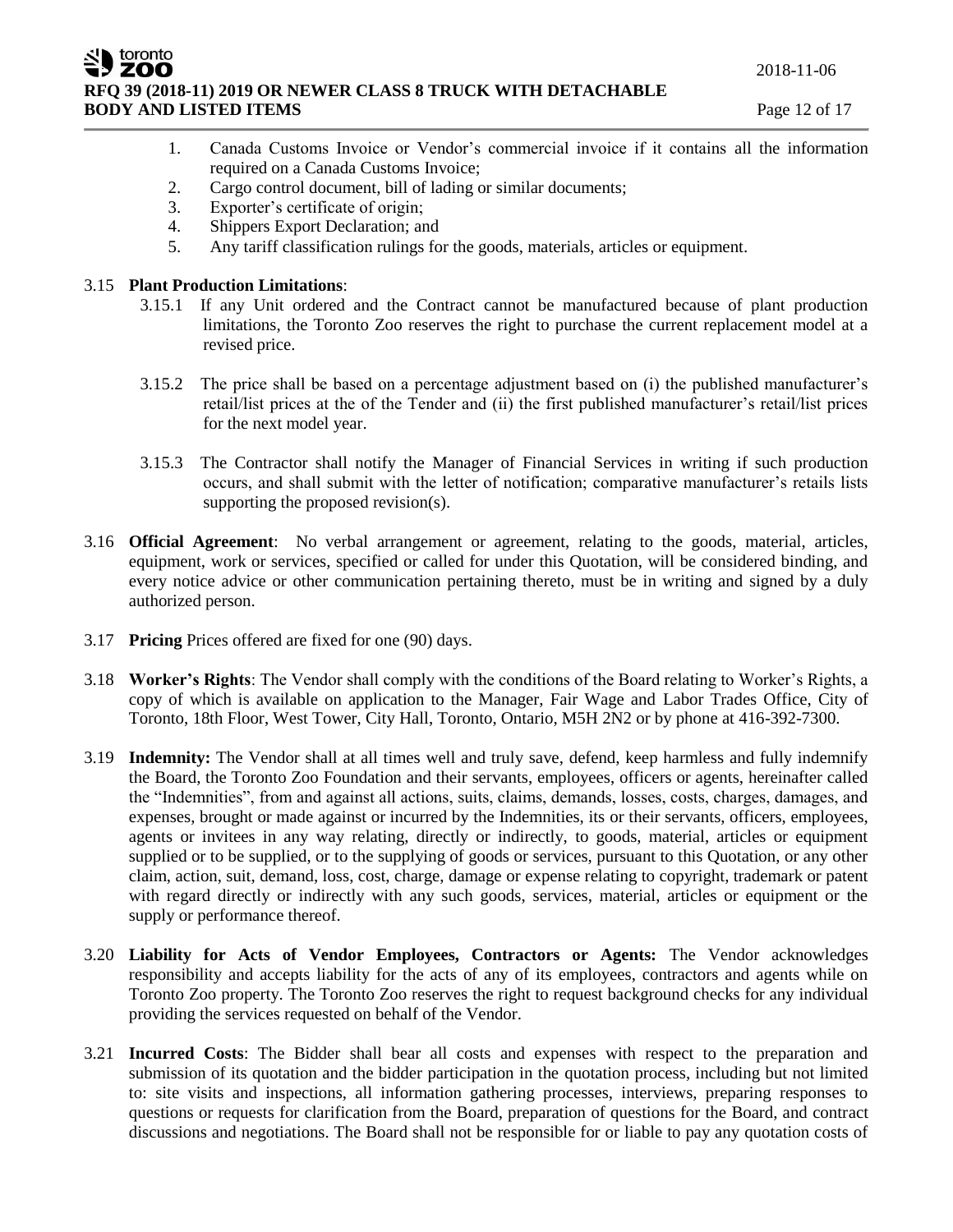1. Canada Customs Invoice or Vendor's commercial invoice if it contains all the information required on a Canada Customs Invoice;
2. Cargo control document, bill of lading or similar documents;
3. Exporter's certificate of origin;
4. Shippers Export Declaration; and
5. Any tariff classification rulings for the goods, materials, articles or equipment.

3.15 **Plant Production Limitations**:

3.15.1 If any Unit ordered and the Contract cannot be manufactured because of plant production limitations, the Toronto Zoo reserves the right to purchase the current replacement model at a revised price.

3.15.2 The price shall be based on a percentage adjustment based on (i) the published manufacturer's retail/list prices at the of the Tender and (ii) the first published manufacturer's retail/list prices for the next model year.

3.15.3 The Contractor shall notify the Manager of Financial Services in writing if such production occurs, and shall submit with the letter of notification; comparative manufacturer's retails lists supporting the proposed revision(s).

3.16 **Official Agreement**: No verbal arrangement or agreement, relating to the goods, material, articles, equipment, work or services, specified or called for under this Quotation, will be considered binding, and every notice advice or other communication pertaining thereto, must be in writing and signed by a duly authorized person.

3.17 **Pricing** Prices offered are fixed for one (90) days.

3.18 **Worker's Rights**: The Vendor shall comply with the conditions of the Board relating to Worker's Rights, a copy of which is available on application to the Manager, Fair Wage and Labor Trades Office, City of Toronto, 18th Floor, West Tower, City Hall, Toronto, Ontario, M5H 2N2 or by phone at 416-392-7300.

3.19 **Indemnity:** The Vendor shall at all times well and truly save, defend, keep harmless and fully indemnify the Board, the Toronto Zoo Foundation and their servants, employees, officers or agents, hereinafter called the "Indemnities", from and against all actions, suits, claims, demands, losses, costs, charges, damages, and expenses, brought or made against or incurred by the Indemnities, its or their servants, officers, employees, agents or invitees in any way relating, directly or indirectly, to goods, material, articles or equipment supplied or to be supplied, or to the supplying of goods or services, pursuant to this Quotation, or any other claim, action, suit, demand, loss, cost, charge, damage or expense relating to copyright, trademark or patent with regard directly or indirectly with any such goods, services, material, articles or equipment or the supply or performance thereof.

3.20 **Liability for Acts of Vendor Employees, Contractors or Agents:** The Vendor acknowledges responsibility and accepts liability for the acts of any of its employees, contractors and agents while on Toronto Zoo property. The Toronto Zoo reserves the right to request background checks for any individual providing the services requested on behalf of the Vendor.

3.21 **Incurred Costs**: The Bidder shall bear all costs and expenses with respect to the preparation and submission of its quotation and the bidder participation in the quotation process, including but not limited to: site visits and inspections, all information gathering processes, interviews, preparing responses to questions or requests for clarification from the Board, preparation of questions for the Board, and contract discussions and negotiations. The Board shall not be responsible for or liable to pay any quotation costs of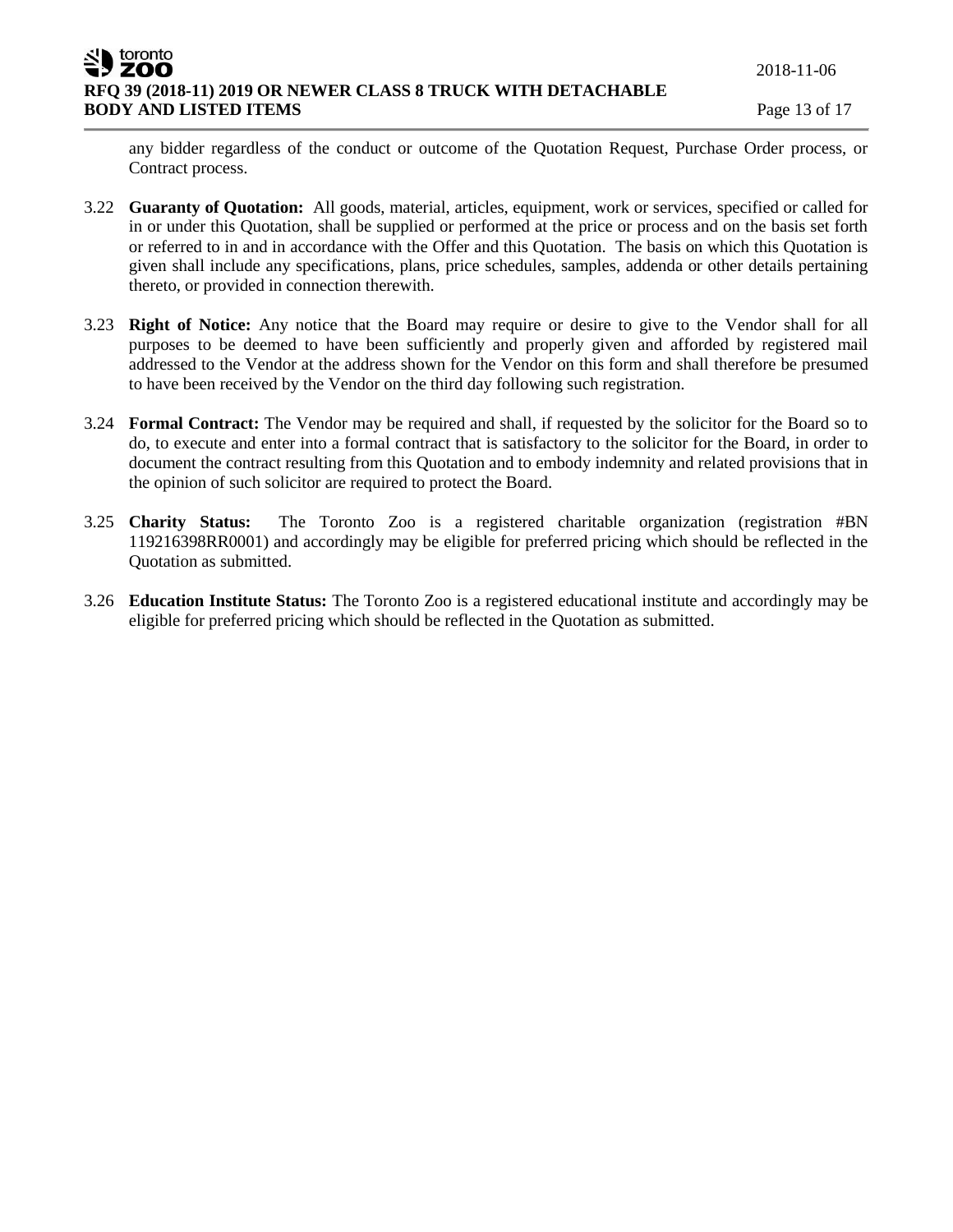any bidder regardless of the conduct or outcome of the Quotation Request, Purchase Order process, or Contract process.

3.22 **Guaranty of Quotation:** All goods, material, articles, equipment, work or services, specified or called for in or under this Quotation, shall be supplied or performed at the price or process and on the basis set forth or referred to in and in accordance with the Offer and this Quotation. The basis on which this Quotation is given shall include any specifications, plans, price schedules, samples, addenda or other details pertaining thereto, or provided in connection therewith.

3.23 **Right of Notice:** Any notice that the Board may require or desire to give to the Vendor shall for all purposes to be deemed to have been sufficiently and properly given and afforded by registered mail addressed to the Vendor at the address shown for the Vendor on this form and shall therefore be presumed to have been received by the Vendor on the third day following such registration.

3.24 **Formal Contract:** The Vendor may be required and shall, if requested by the solicitor for the Board so to do, to execute and enter into a formal contract that is satisfactory to the solicitor for the Board, in order to document the contract resulting from this Quotation and to embody indemnity and related provisions that in the opinion of such solicitor are required to protect the Board.

3.25 **Charity Status:** The Toronto Zoo is a registered charitable organization (registration #BN 119216398RR0001) and accordingly may be eligible for preferred pricing which should be reflected in the Quotation as submitted.

3.26 **Education Institute Status:** The Toronto Zoo is a registered educational institute and accordingly may be eligible for preferred pricing which should be reflected in the Quotation as submitted.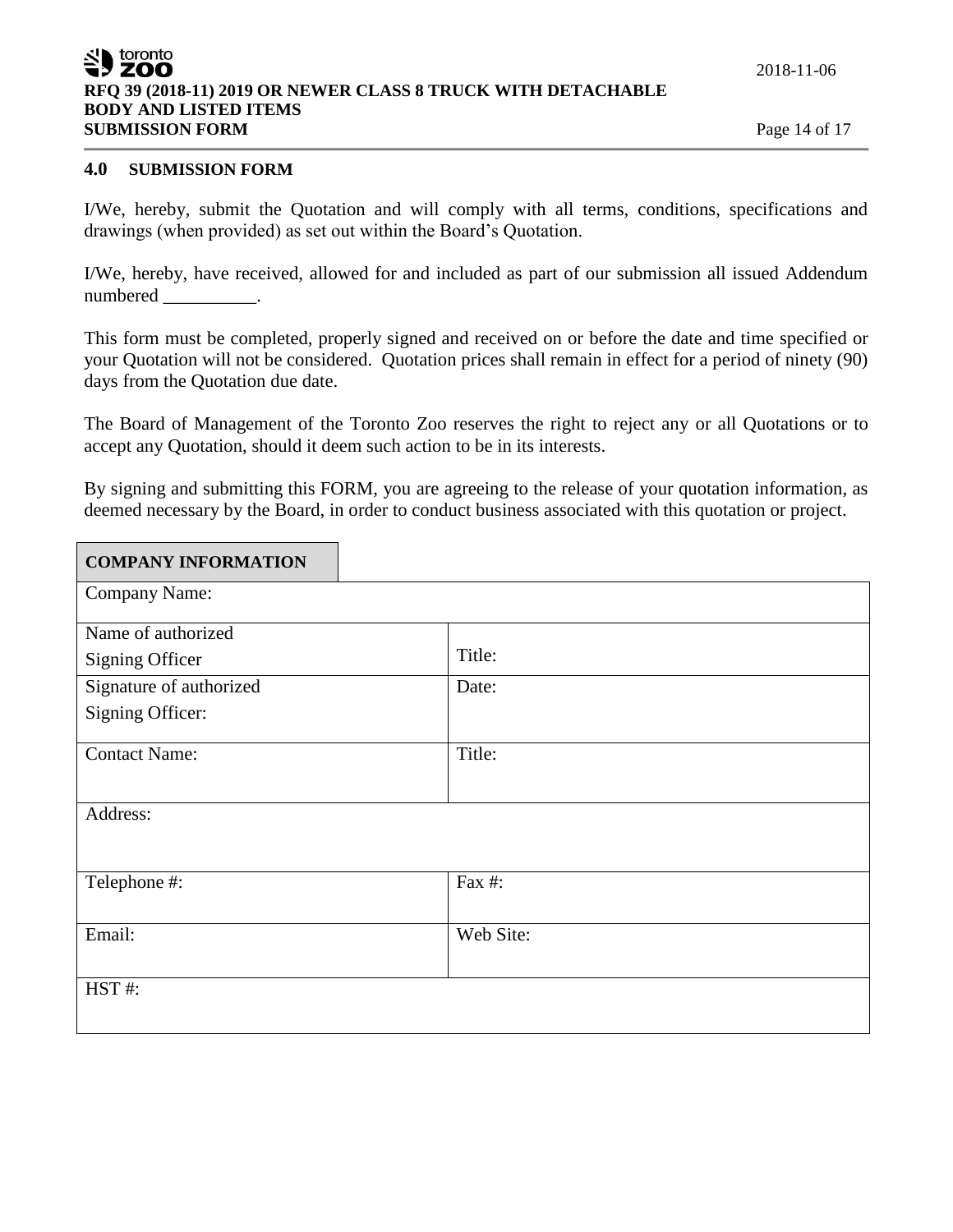## 4.0 SUBMISSION FORM

I/We, hereby, submit the Quotation and will comply with all terms, conditions, specifications and drawings (when provided) as set out within the Board's Quotation.

I/We, hereby, have received, allowed for and included as part of our submission all issued Addendum numbered __________.

This form must be completed, properly signed and received on or before the date and time specified or your Quotation will not be considered. Quotation prices shall remain in effect for a period of ninety (90) days from the Quotation due date.

The Board of Management of the Toronto Zoo reserves the right to reject any or all Quotations or to accept any Quotation, should it deem such action to be in its interests.

By signing and submitting this FORM, you are agreeing to the release of your quotation information, as deemed necessary by the Board, in order to conduct business associated with this quotation or project.

| **COMPANY INFORMATION** | |
|---|---|
| Company Name: | |
| Name of authorized Signing Officer | Title: |
| Signature of authorized Signing Officer: | Date: |
| Contact Name: | Title: |
| Address: | |
| Telephone #: | Fax #: |
| Email: | Web Site: |
| HST #: | |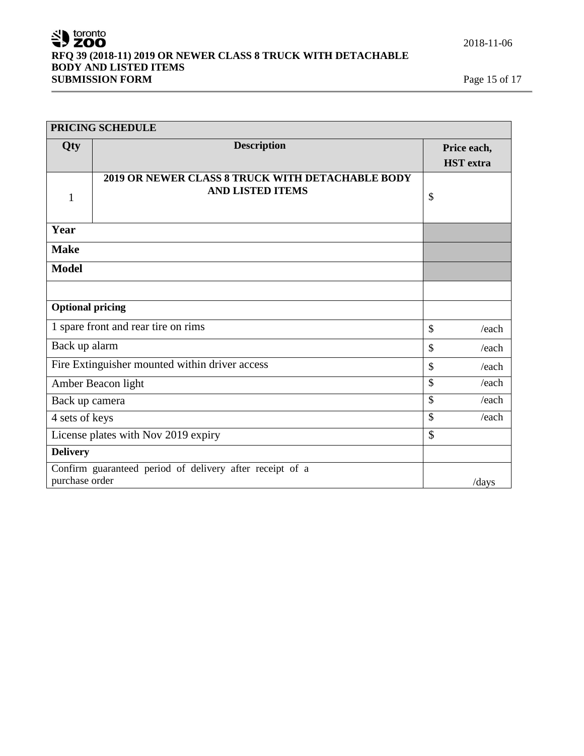| PRICING SCHEDULE | | |
|---|---|---|
| **Qty** | **Description** | **Price each, HST extra** |
| 1 | **2019 OR NEWER CLASS 8 TRUCK WITH DETACHABLE BODY AND LISTED ITEMS** | $ |
| **Year** | | |
| **Make** | | |
| **Model** | | |
| | | |
| **Optional pricing** | | |
| 1 spare front and rear tire on rims | | $ /each |
| Back up alarm | | $ /each |
| Fire Extinguisher mounted within driver access | | $ /each |
| Amber Beacon light | | $ /each |
| Back up camera | | $ /each |
| 4 sets of keys | | $ /each |
| License plates with Nov 2019 expiry | | $ |
| **Delivery** | | |
| Confirm guaranteed period of delivery after receipt of a purchase order | | /days |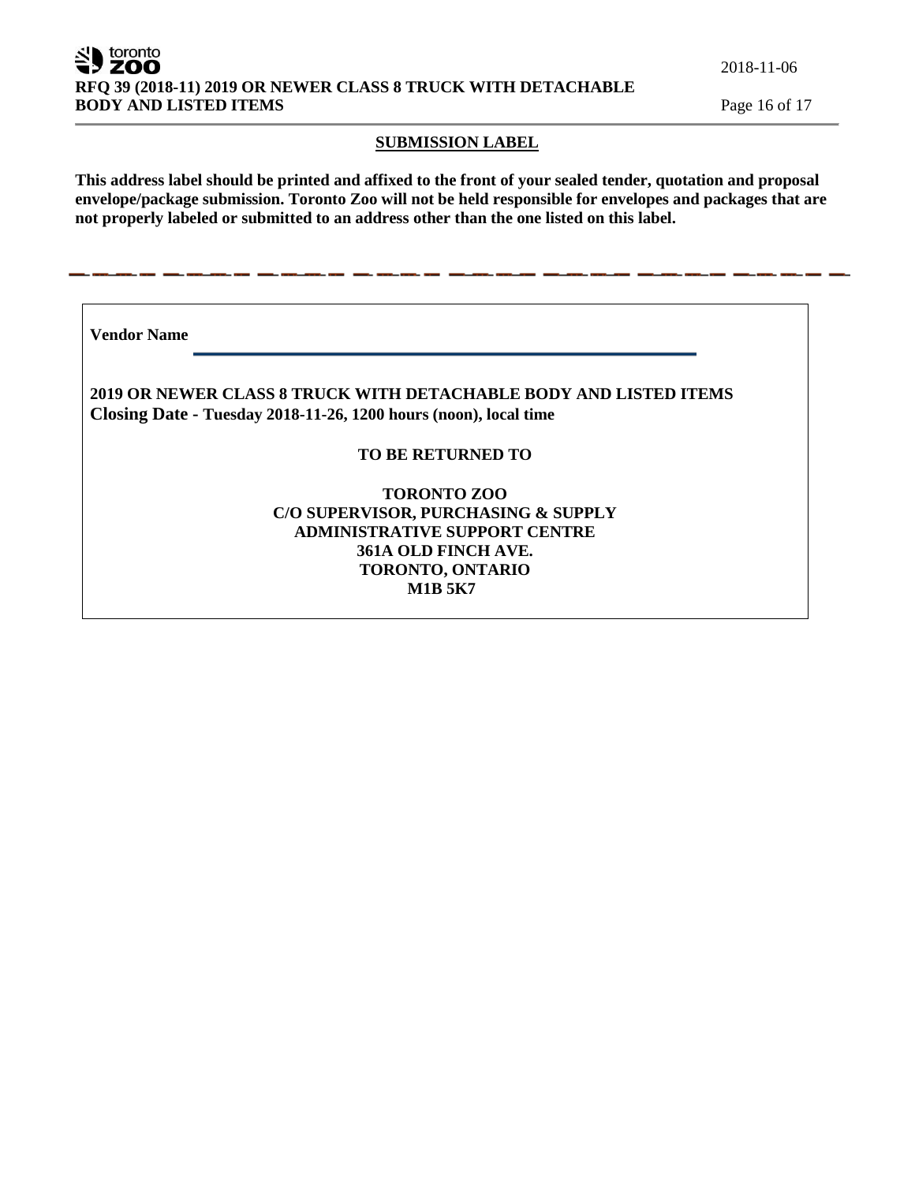## SUBMISSION LABEL

**This address label should be printed and affixed to the front of your sealed tender, quotation and proposal envelope/package submission. Toronto Zoo will not be held responsible for envelopes and packages that are not properly labeled or submitted to an address other than the one listed on this label.**

---

**Vendor Name** \_\_\_\_\_\_\_\_\_\_\_\_\_\_\_\_\_\_\_\_\_\_\_\_\_\_\_\_\_\_\_\_\_\_\_\_\_\_\_\_\_\_\_\_\_\_\_\_

**2019 OR NEWER CLASS 8 TRUCK WITH DETACHABLE BODY AND LISTED ITEMS**
**Closing Date - Tuesday 2018-11-26, 1200 hours (noon), local time**

**TO BE RETURNED TO**

**TORONTO ZOO**
**C/O SUPERVISOR, PURCHASING & SUPPLY**
**ADMINISTRATIVE SUPPORT CENTRE**
**361A OLD FINCH AVE.**
**TORONTO, ONTARIO**
**M1B 5K7**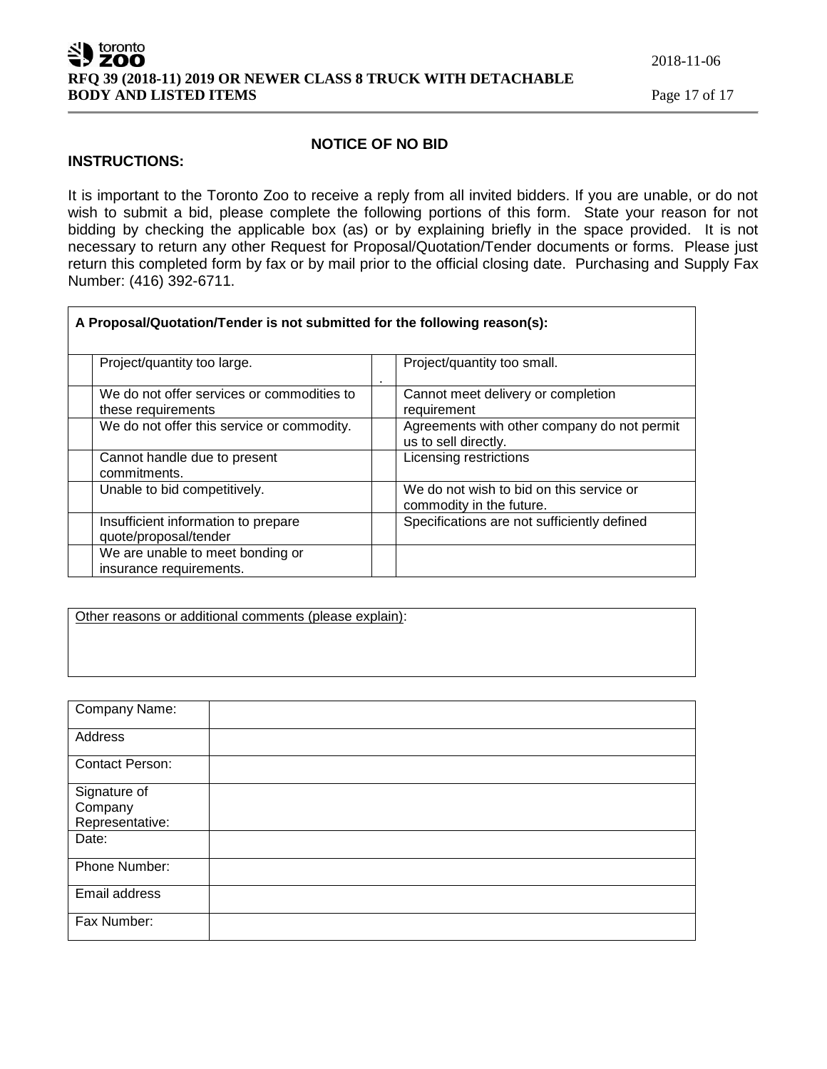## NOTICE OF NO BID

**INSTRUCTIONS:**

It is important to the Toronto Zoo to receive a reply from all invited bidders. If you are unable, or do not wish to submit a bid, please complete the following portions of this form. State your reason for not bidding by checking the applicable box (as) or by explaining briefly in the space provided. It is not necessary to return any other Request for Proposal/Quotation/Tender documents or forms. Please just return this completed form by fax or by mail prior to the official closing date. Purchasing and Supply Fax Number: (416) 392-6711.

**A Proposal/Quotation/Tender is not submitted for the following reason(s):**

| | | | |
|---|---|---|---|
| | Project/quantity too large. | . | Project/quantity too small. |
| | We do not offer services or commodities to these requirements | | Cannot meet delivery or completion requirement |
| | We do not offer this service or commodity. | | Agreements with other company do not permit us to sell directly. |
| | Cannot handle due to present commitments. | | Licensing restrictions |
| | Unable to bid competitively. | | We do not wish to bid on this service or commodity in the future. |
| | Insufficient information to prepare quote/proposal/tender | | Specifications are not sufficiently defined |
| | We are unable to meet bonding or insurance requirements. | | |

Other reasons or additional comments (please explain):

| | |
|---|---|
| Company Name: | |
| Address | |
| Contact Person: | |
| Signature of Company Representative: | |
| Date: | |
| Phone Number: | |
| Email address | |
| Fax Number: | |